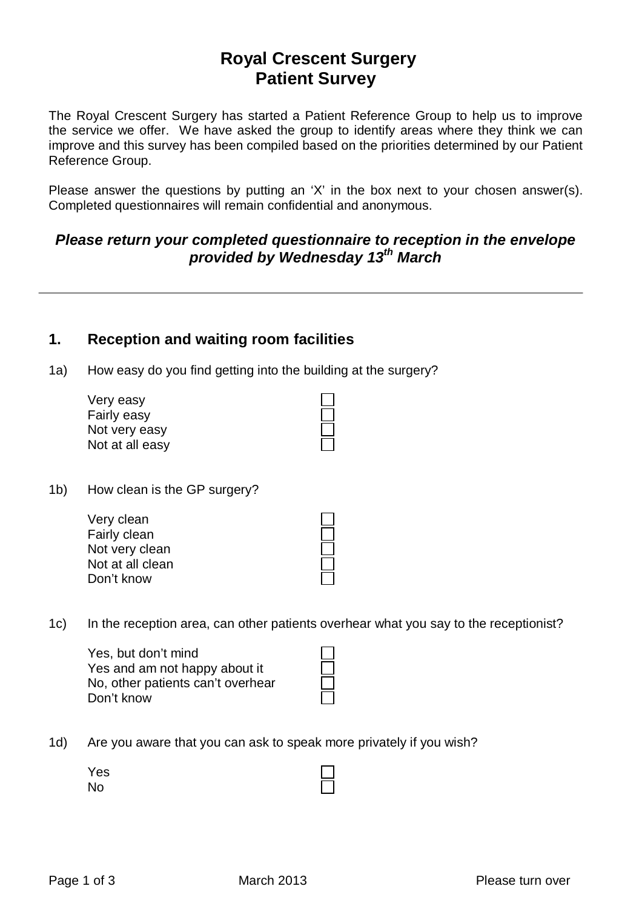# Royal Crescent Surgery
# Patient Survey

The Royal Crescent Surgery has started a Patient Reference Group to help us to improve the service we offer. We have asked the group to identify areas where they think we can improve and this survey has been compiled based on the priorities determined by our Patient Reference Group.

Please answer the questions by putting an 'X' in the box next to your chosen answer(s). Completed questionnaires will remain confidential and anonymous.

***Please return your completed questionnaire to reception in the envelope provided by Wednesday 13th March***

---

## 1. Reception and waiting room facilities

1a) How easy do you find getting into the building at the surgery?

- Very easy ☐
- Fairly easy ☐
- Not very easy ☐
- Not at all easy ☐

1b) How clean is the GP surgery?

- Very clean ☐
- Fairly clean ☐
- Not very clean ☐
- Not at all clean ☐
- Don't know ☐

1c) In the reception area, can other patients overhear what you say to the receptionist?

- Yes, but don't mind ☐
- Yes and am not happy about it ☐
- No, other patients can't overhear ☐
- Don't know ☐

1d) Are you aware that you can ask to speak more privately if you wish?

- Yes ☐
- No ☐

March 2013

Please turn over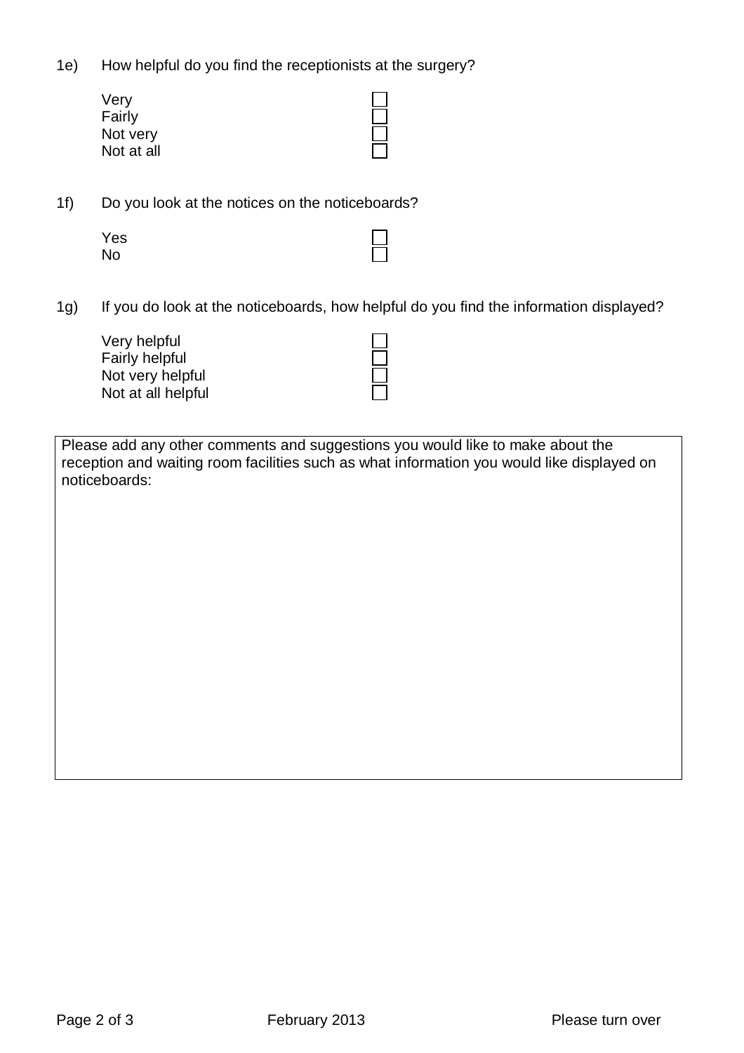1e) How helpful do you find the receptionists at the surgery?

- Very ☐
- Fairly ☐
- Not very ☐
- Not at all ☐

1f) Do you look at the notices on the noticeboards?

- Yes ☐
- No ☐

1g) If you do look at the noticeboards, how helpful do you find the information displayed?

- Very helpful ☐
- Fairly helpful ☐
- Not very helpful ☐
- Not at all helpful ☐

Please add any other comments and suggestions you would like to make about the reception and waiting room facilities such as what information you would like displayed on noticeboards:

Please turn over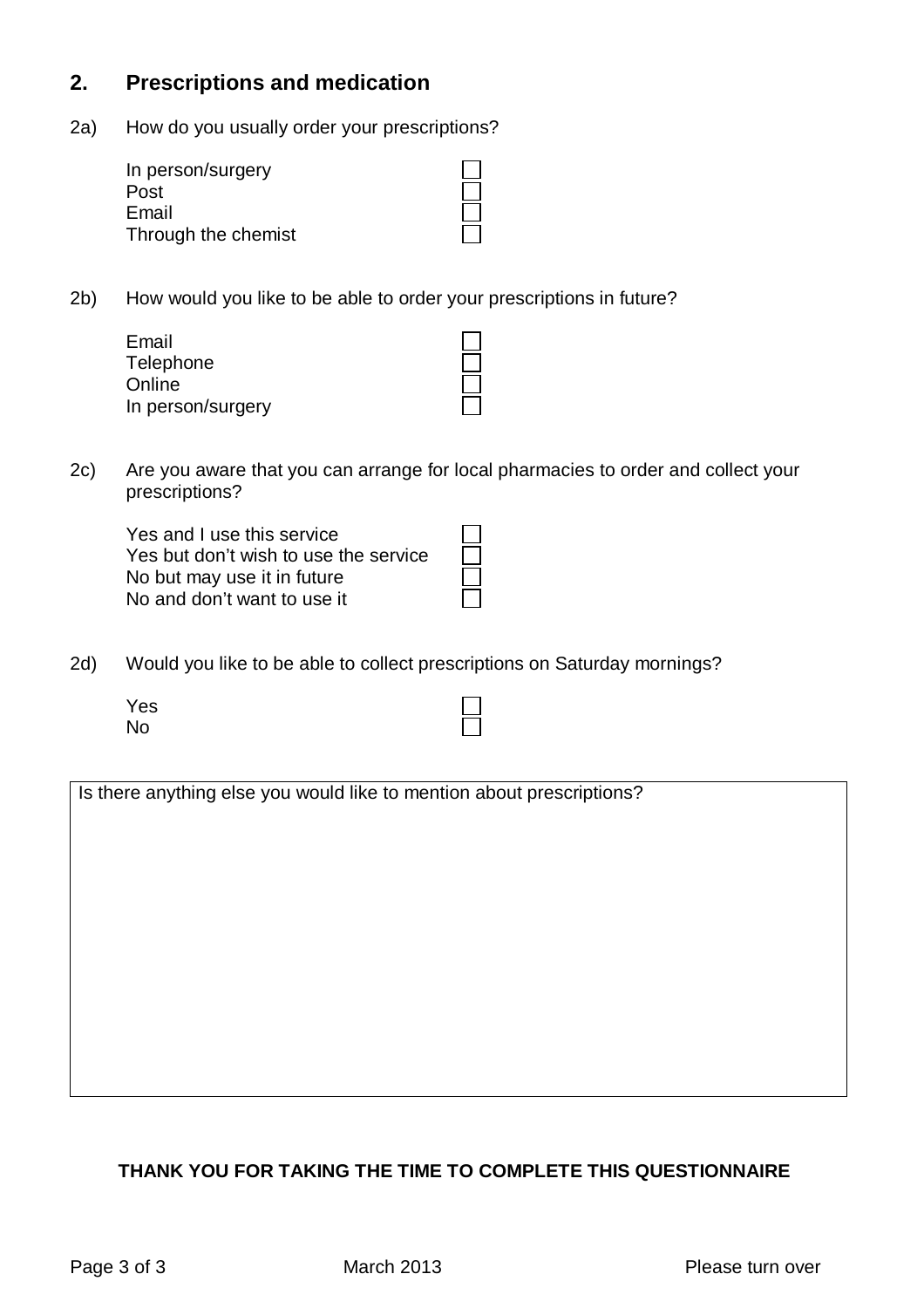## 2. Prescriptions and medication

2a) How do you usually order your prescriptions?

- In person/surgery ☐
- Post ☐
- Email ☐
- Through the chemist ☐

2b) How would you like to be able to order your prescriptions in future?

- Email ☐
- Telephone ☐
- Online ☐
- In person/surgery ☐

2c) Are you aware that you can arrange for local pharmacies to order and collect your prescriptions?

- Yes and I use this service ☐
- Yes but don't wish to use the service ☐
- No but may use it in future ☐
- No and don't want to use it ☐

2d) Would you like to be able to collect prescriptions on Saturday mornings?

- Yes ☐
- No ☐

Is there anything else you would like to mention about prescriptions?

**THANK YOU FOR TAKING THE TIME TO COMPLETE THIS QUESTIONNAIRE**

March 2013

Please turn over